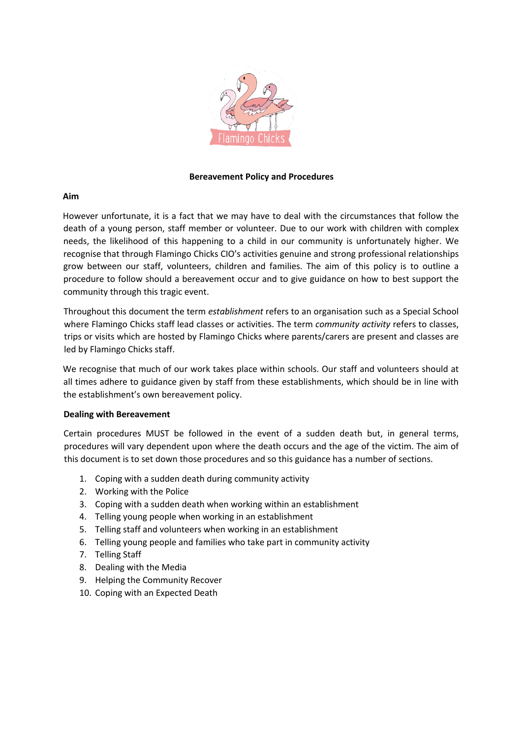# Bereavement Policy and Procedures

## Aim

However unfortunate, it is a fact that we may have to deal with the circumstances that follow the death of a young person, staff member or volunteer. Due to our work with children with complex needs, the likelihood of this happening to a child in our community is unfortunately higher. We recognise that through Flamingo Chicks CIO's activities genuine and strong professional relationships grow between our staff, volunteers, children and families. The aim of this policy is to outline a procedure to follow should a bereavement occur and to give guidance on how to best support the community through this tragic event.

Throughout this document the term *establishment* refers to an organisation such as a Special School where Flamingo Chicks staff lead classes or activities. The term *community activity* refers to classes, trips or visits which are hosted by Flamingo Chicks where parents/carers are present and classes are led by Flamingo Chicks staff.

We recognise that much of our work takes place within schools. Our staff and volunteers should at all times adhere to guidance given by staff from these establishments, which should be in line with the establishment's own bereavement policy.

## Dealing with Bereavement

Certain procedures MUST be followed in the event of a sudden death but, in general terms, procedures will vary dependent upon where the death occurs and the age of the victim. The aim of this document is to set down those procedures and so this guidance has a number of sections.

1. Coping with a sudden death during community activity
2. Working with the Police
3. Coping with a sudden death when working within an establishment
4. Telling young people when working in an establishment
5. Telling staff and volunteers when working in an establishment
6. Telling young people and families who take part in community activity
7. Telling Staff
8. Dealing with the Media
9. Helping the Community Recover
10. Coping with an Expected Death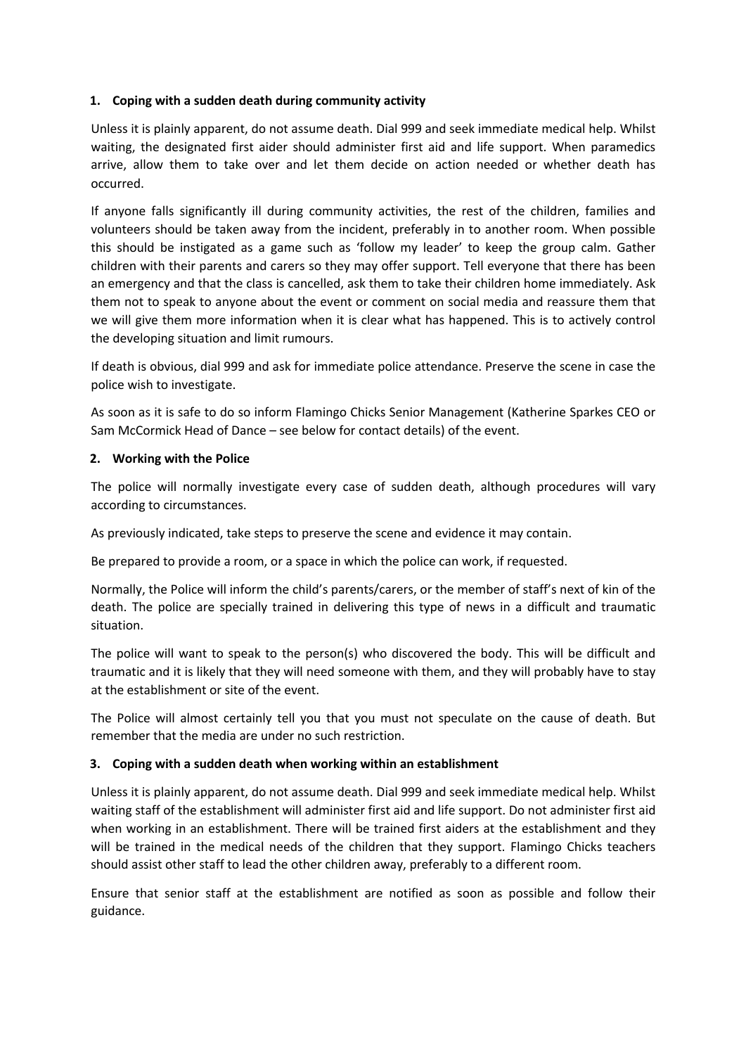### 1. Coping with a sudden death during community activity

Unless it is plainly apparent, do not assume death. Dial 999 and seek immediate medical help. Whilst waiting, the designated first aider should administer first aid and life support. When paramedics arrive, allow them to take over and let them decide on action needed or whether death has occurred.

If anyone falls significantly ill during community activities, the rest of the children, families and volunteers should be taken away from the incident, preferably in to another room. When possible this should be instigated as a game such as 'follow my leader' to keep the group calm. Gather children with their parents and carers so they may offer support. Tell everyone that there has been an emergency and that the class is cancelled, ask them to take their children home immediately. Ask them not to speak to anyone about the event or comment on social media and reassure them that we will give them more information when it is clear what has happened. This is to actively control the developing situation and limit rumours.

If death is obvious, dial 999 and ask for immediate police attendance. Preserve the scene in case the police wish to investigate.

As soon as it is safe to do so inform Flamingo Chicks Senior Management (Katherine Sparkes CEO or Sam McCormick Head of Dance – see below for contact details) of the event.

### 2. Working with the Police

The police will normally investigate every case of sudden death, although procedures will vary according to circumstances.

As previously indicated, take steps to preserve the scene and evidence it may contain.

Be prepared to provide a room, or a space in which the police can work, if requested.

Normally, the Police will inform the child's parents/carers, or the member of staff's next of kin of the death. The police are specially trained in delivering this type of news in a difficult and traumatic situation.

The police will want to speak to the person(s) who discovered the body. This will be difficult and traumatic and it is likely that they will need someone with them, and they will probably have to stay at the establishment or site of the event.

The Police will almost certainly tell you that you must not speculate on the cause of death. But remember that the media are under no such restriction.

### 3. Coping with a sudden death when working within an establishment

Unless it is plainly apparent, do not assume death. Dial 999 and seek immediate medical help. Whilst waiting staff of the establishment will administer first aid and life support. Do not administer first aid when working in an establishment. There will be trained first aiders at the establishment and they will be trained in the medical needs of the children that they support. Flamingo Chicks teachers should assist other staff to lead the other children away, preferably to a different room.

Ensure that senior staff at the establishment are notified as soon as possible and follow their guidance.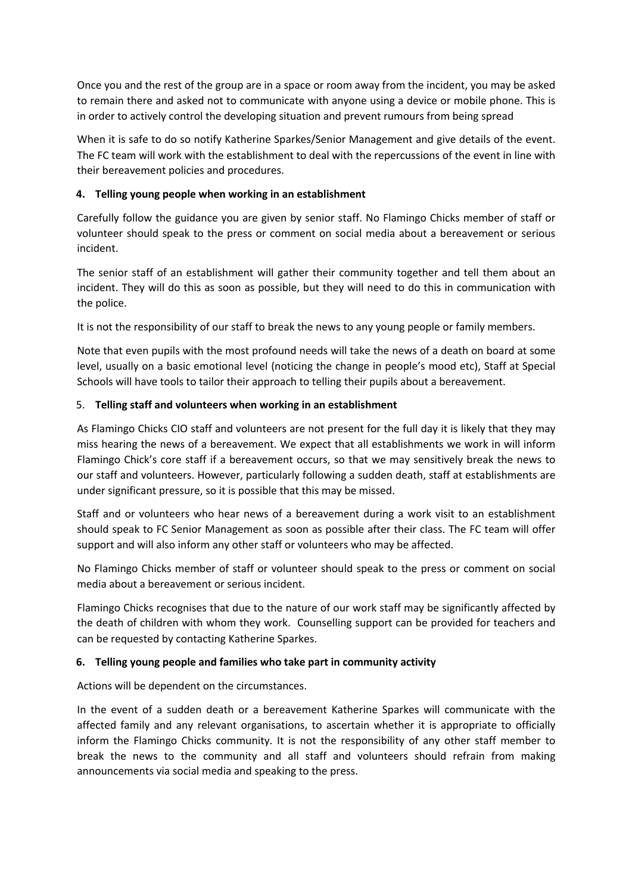Once you and the rest of the group are in a space or room away from the incident, you may be asked to remain there and asked not to communicate with anyone using a device or mobile phone. This is in order to actively control the developing situation and prevent rumours from being spread

When it is safe to do so notify Katherine Sparkes/Senior Management and give details of the event. The FC team will work with the establishment to deal with the repercussions of the event in line with their bereavement policies and procedures.

### 4. Telling young people when working in an establishment

Carefully follow the guidance you are given by senior staff. No Flamingo Chicks member of staff or volunteer should speak to the press or comment on social media about a bereavement or serious incident.

The senior staff of an establishment will gather their community together and tell them about an incident. They will do this as soon as possible, but they will need to do this in communication with the police.

It is not the responsibility of our staff to break the news to any young people or family members.

Note that even pupils with the most profound needs will take the news of a death on board at some level, usually on a basic emotional level (noticing the change in people's mood etc), Staff at Special Schools will have tools to tailor their approach to telling their pupils about a bereavement.

### 5. Telling staff and volunteers when working in an establishment

As Flamingo Chicks CIO staff and volunteers are not present for the full day it is likely that they may miss hearing the news of a bereavement. We expect that all establishments we work in will inform Flamingo Chick's core staff if a bereavement occurs, so that we may sensitively break the news to our staff and volunteers. However, particularly following a sudden death, staff at establishments are under significant pressure, so it is possible that this may be missed.

Staff and or volunteers who hear news of a bereavement during a work visit to an establishment should speak to FC Senior Management as soon as possible after their class. The FC team will offer support and will also inform any other staff or volunteers who may be affected.

No Flamingo Chicks member of staff or volunteer should speak to the press or comment on social media about a bereavement or serious incident.

Flamingo Chicks recognises that due to the nature of our work staff may be significantly affected by the death of children with whom they work. Counselling support can be provided for teachers and can be requested by contacting Katherine Sparkes.

### 6. Telling young people and families who take part in community activity

Actions will be dependent on the circumstances.

In the event of a sudden death or a bereavement Katherine Sparkes will communicate with the affected family and any relevant organisations, to ascertain whether it is appropriate to officially inform the Flamingo Chicks community. It is not the responsibility of any other staff member to break the news to the community and all staff and volunteers should refrain from making announcements via social media and speaking to the press.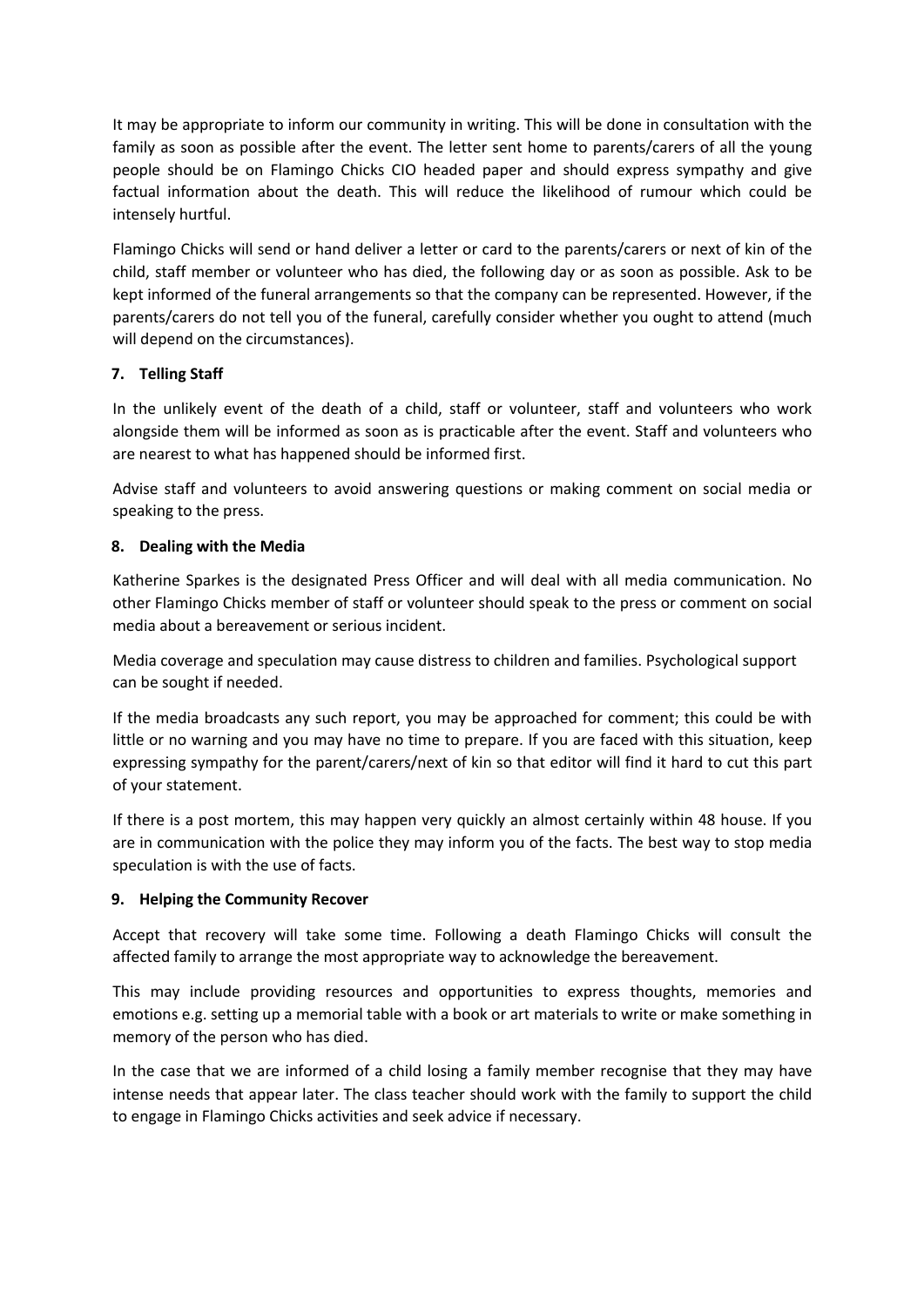It may be appropriate to inform our community in writing. This will be done in consultation with the family as soon as possible after the event. The letter sent home to parents/carers of all the young people should be on Flamingo Chicks CIO headed paper and should express sympathy and give factual information about the death. This will reduce the likelihood of rumour which could be intensely hurtful.

Flamingo Chicks will send or hand deliver a letter or card to the parents/carers or next of kin of the child, staff member or volunteer who has died, the following day or as soon as possible. Ask to be kept informed of the funeral arrangements so that the company can be represented. However, if the parents/carers do not tell you of the funeral, carefully consider whether you ought to attend (much will depend on the circumstances).

### 7. Telling Staff

In the unlikely event of the death of a child, staff or volunteer, staff and volunteers who work alongside them will be informed as soon as is practicable after the event. Staff and volunteers who are nearest to what has happened should be informed first.

Advise staff and volunteers to avoid answering questions or making comment on social media or speaking to the press.

### 8. Dealing with the Media

Katherine Sparkes is the designated Press Officer and will deal with all media communication. No other Flamingo Chicks member of staff or volunteer should speak to the press or comment on social media about a bereavement or serious incident.

Media coverage and speculation may cause distress to children and families. Psychological support can be sought if needed.

If the media broadcasts any such report, you may be approached for comment; this could be with little or no warning and you may have no time to prepare. If you are faced with this situation, keep expressing sympathy for the parent/carers/next of kin so that editor will find it hard to cut this part of your statement.

If there is a post mortem, this may happen very quickly an almost certainly within 48 house. If you are in communication with the police they may inform you of the facts. The best way to stop media speculation is with the use of facts.

### 9. Helping the Community Recover

Accept that recovery will take some time. Following a death Flamingo Chicks will consult the affected family to arrange the most appropriate way to acknowledge the bereavement.

This may include providing resources and opportunities to express thoughts, memories and emotions e.g. setting up a memorial table with a book or art materials to write or make something in memory of the person who has died.

In the case that we are informed of a child losing a family member recognise that they may have intense needs that appear later. The class teacher should work with the family to support the child to engage in Flamingo Chicks activities and seek advice if necessary.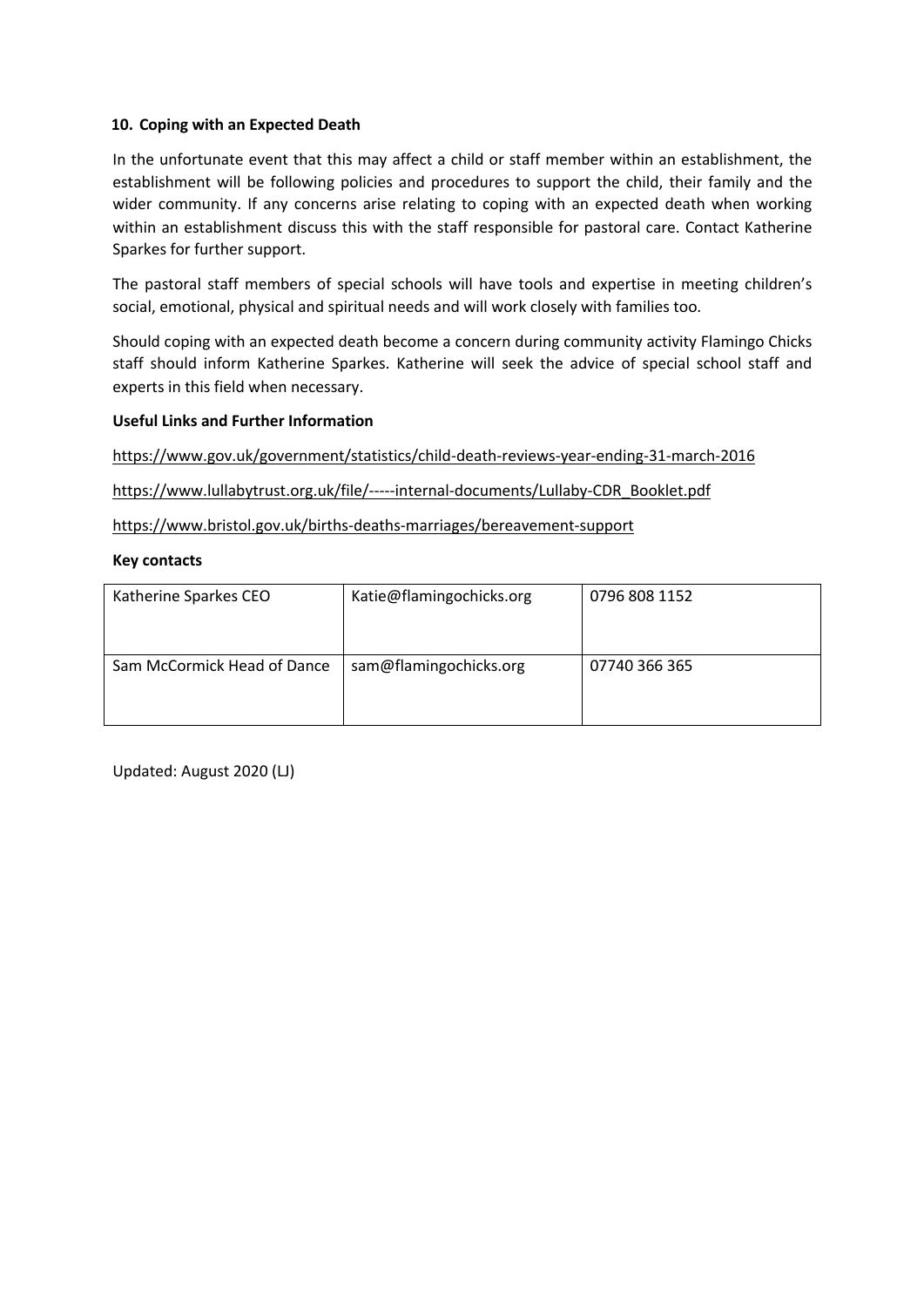## 10. Coping with an Expected Death

In the unfortunate event that this may affect a child or staff member within an establishment, the establishment will be following policies and procedures to support the child, their family and the wider community. If any concerns arise relating to coping with an expected death when working within an establishment discuss this with the staff responsible for pastoral care. Contact Katherine Sparkes for further support.

The pastoral staff members of special schools will have tools and expertise in meeting children's social, emotional, physical and spiritual needs and will work closely with families too.

Should coping with an expected death become a concern during community activity Flamingo Chicks staff should inform Katherine Sparkes. Katherine will seek the advice of special school staff and experts in this field when necessary.

**Useful Links and Further Information**

https://www.gov.uk/government/statistics/child-death-reviews-year-ending-31-march-2016

https://www.lullabytrust.org.uk/file/-----internal-documents/Lullaby-CDR_Booklet.pdf

https://www.bristol.gov.uk/births-deaths-marriages/bereavement-support

**Key contacts**

| | | |
|---|---|---|
| Katherine Sparkes CEO | Katie@flamingochicks.org | 0796 808 1152 |
| Sam McCormick Head of Dance | sam@flamingochicks.org | 07740 366 365 |

Updated: August 2020 (LJ)